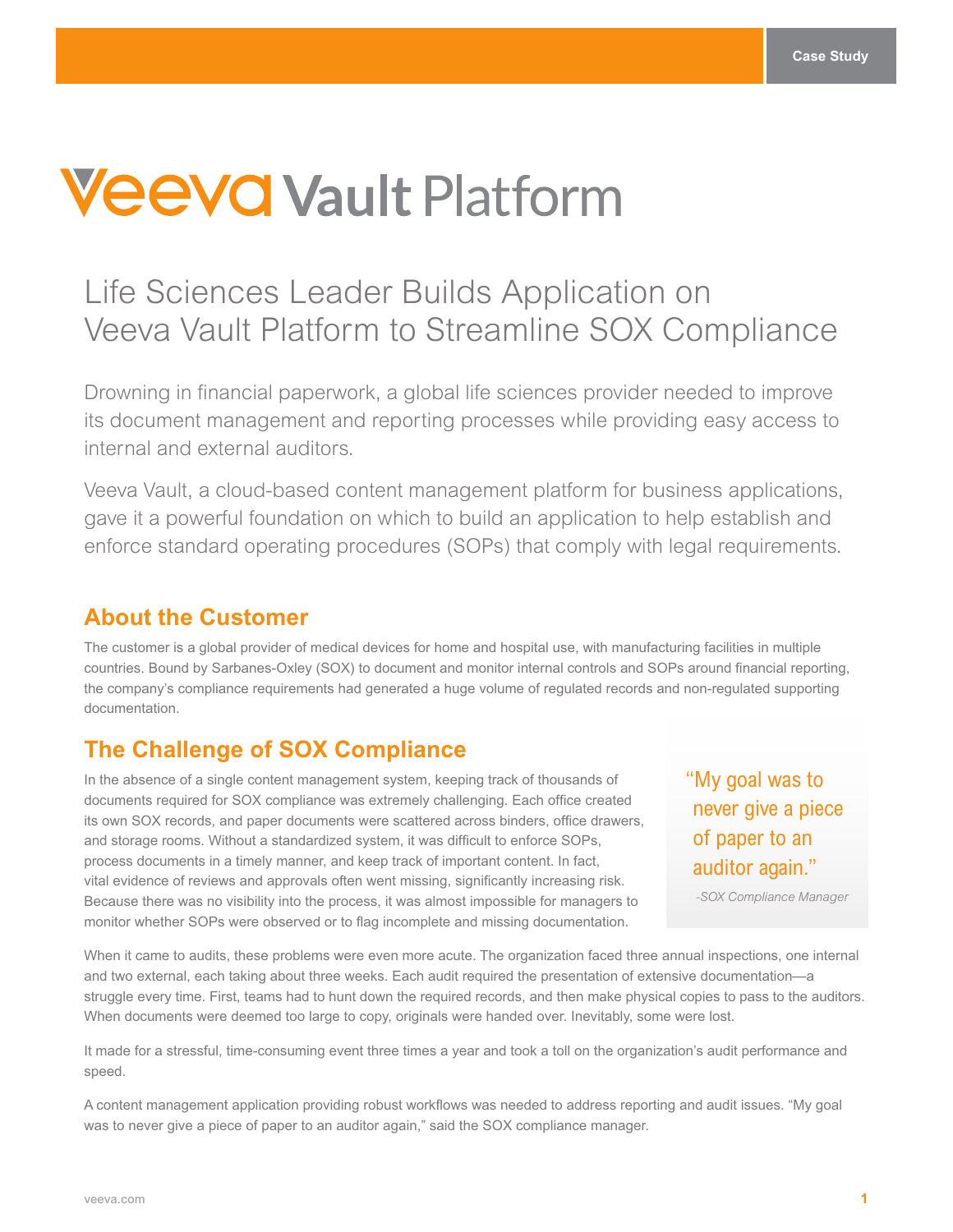Case Study

# Veeva Vault Platform

## Life Sciences Leader Builds Application on Veeva Vault Platform to Streamline SOX Compliance

Drowning in financial paperwork, a global life sciences provider needed to improve its document management and reporting processes while providing easy access to internal and external auditors.

Veeva Vault, a cloud-based content management platform for business applications, gave it a powerful foundation on which to build an application to help establish and enforce standard operating procedures (SOPs) that comply with legal requirements.

## About the Customer

The customer is a global provider of medical devices for home and hospital use, with manufacturing facilities in multiple countries. Bound by Sarbanes-Oxley (SOX) to document and monitor internal controls and SOPs around financial reporting, the company's compliance requirements had generated a huge volume of regulated records and non-regulated supporting documentation.

## The Challenge of SOX Compliance

In the absence of a single content management system, keeping track of thousands of documents required for SOX compliance was extremely challenging. Each office created its own SOX records, and paper documents were scattered across binders, office drawers, and storage rooms. Without a standardized system, it was difficult to enforce SOPs, process documents in a timely manner, and keep track of important content. In fact, vital evidence of reviews and approvals often went missing, significantly increasing risk. Because there was no visibility into the process, it was almost impossible for managers to monitor whether SOPs were observed or to flag incomplete and missing documentation.

> "My goal was to never give a piece of paper to an auditor again."
>
> *-SOX Compliance Manager*

When it came to audits, these problems were even more acute. The organization faced three annual inspections, one internal and two external, each taking about three weeks. Each audit required the presentation of extensive documentation—a struggle every time. First, teams had to hunt down the required records, and then make physical copies to pass to the auditors. When documents were deemed too large to copy, originals were handed over. Inevitably, some were lost.

It made for a stressful, time-consuming event three times a year and took a toll on the organization's audit performance and speed.

A content management application providing robust workflows was needed to address reporting and audit issues. "My goal was to never give a piece of paper to an auditor again," said the SOX compliance manager.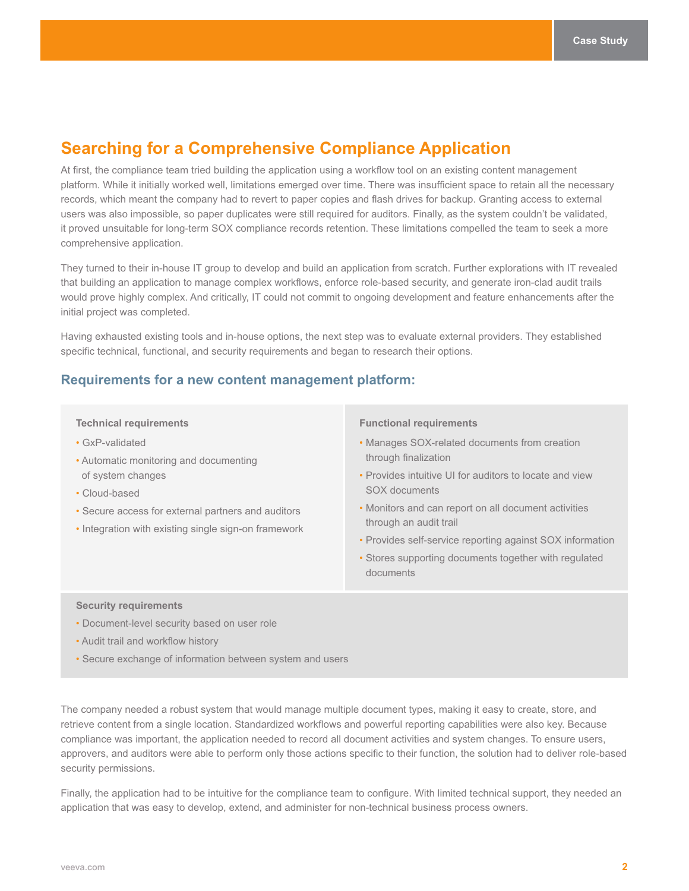## Searching for a Comprehensive Compliance Application

At first, the compliance team tried building the application using a workflow tool on an existing content management platform. While it initially worked well, limitations emerged over time. There was insufficient space to retain all the necessary records, which meant the company had to revert to paper copies and flash drives for backup. Granting access to external users was also impossible, so paper duplicates were still required for auditors. Finally, as the system couldn't be validated, it proved unsuitable for long-term SOX compliance records retention. These limitations compelled the team to seek a more comprehensive application.

They turned to their in-house IT group to develop and build an application from scratch. Further explorations with IT revealed that building an application to manage complex workflows, enforce role-based security, and generate iron-clad audit trails would prove highly complex. And critically, IT could not commit to ongoing development and feature enhancements after the initial project was completed.

Having exhausted existing tools and in-house options, the next step was to evaluate external providers. They established specific technical, functional, and security requirements and began to research their options.

### Requirements for a new content management platform:

**Technical requirements**

- GxP-validated
- Automatic monitoring and documenting of system changes
- Cloud-based
- Secure access for external partners and auditors
- Integration with existing single sign-on framework

**Functional requirements**

- Manages SOX-related documents from creation through finalization
- Provides intuitive UI for auditors to locate and view SOX documents
- Monitors and can report on all document activities through an audit trail
- Provides self-service reporting against SOX information
- Stores supporting documents together with regulated documents

**Security requirements**

- Document-level security based on user role
- Audit trail and workflow history
- Secure exchange of information between system and users

The company needed a robust system that would manage multiple document types, making it easy to create, store, and retrieve content from a single location. Standardized workflows and powerful reporting capabilities were also key. Because compliance was important, the application needed to record all document activities and system changes. To ensure users, approvers, and auditors were able to perform only those actions specific to their function, the solution had to deliver role-based security permissions.

Finally, the application had to be intuitive for the compliance team to configure. With limited technical support, they needed an application that was easy to develop, extend, and administer for non-technical business process owners.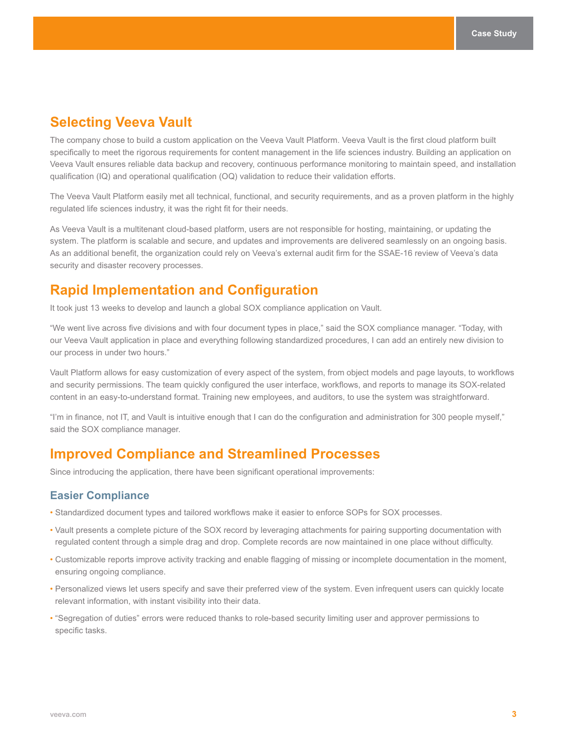## Selecting Veeva Vault

The company chose to build a custom application on the Veeva Vault Platform. Veeva Vault is the first cloud platform built specifically to meet the rigorous requirements for content management in the life sciences industry. Building an application on Veeva Vault ensures reliable data backup and recovery, continuous performance monitoring to maintain speed, and installation qualification (IQ) and operational qualification (OQ) validation to reduce their validation efforts.

The Veeva Vault Platform easily met all technical, functional, and security requirements, and as a proven platform in the highly regulated life sciences industry, it was the right fit for their needs.

As Veeva Vault is a multitenant cloud-based platform, users are not responsible for hosting, maintaining, or updating the system. The platform is scalable and secure, and updates and improvements are delivered seamlessly on an ongoing basis. As an additional benefit, the organization could rely on Veeva's external audit firm for the SSAE-16 review of Veeva's data security and disaster recovery processes.

## Rapid Implementation and Configuration

It took just 13 weeks to develop and launch a global SOX compliance application on Vault.

"We went live across five divisions and with four document types in place," said the SOX compliance manager. "Today, with our Veeva Vault application in place and everything following standardized procedures, I can add an entirely new division to our process in under two hours."

Vault Platform allows for easy customization of every aspect of the system, from object models and page layouts, to workflows and security permissions. The team quickly configured the user interface, workflows, and reports to manage its SOX-related content in an easy-to-understand format. Training new employees, and auditors, to use the system was straightforward.

"I'm in finance, not IT, and Vault is intuitive enough that I can do the configuration and administration for 300 people myself," said the SOX compliance manager.

## Improved Compliance and Streamlined Processes

Since introducing the application, there have been significant operational improvements:

### Easier Compliance

- Standardized document types and tailored workflows make it easier to enforce SOPs for SOX processes.
- Vault presents a complete picture of the SOX record by leveraging attachments for pairing supporting documentation with regulated content through a simple drag and drop. Complete records are now maintained in one place without difficulty.
- Customizable reports improve activity tracking and enable flagging of missing or incomplete documentation in the moment, ensuring ongoing compliance.
- Personalized views let users specify and save their preferred view of the system. Even infrequent users can quickly locate relevant information, with instant visibility into their data.
- "Segregation of duties" errors were reduced thanks to role-based security limiting user and approver permissions to specific tasks.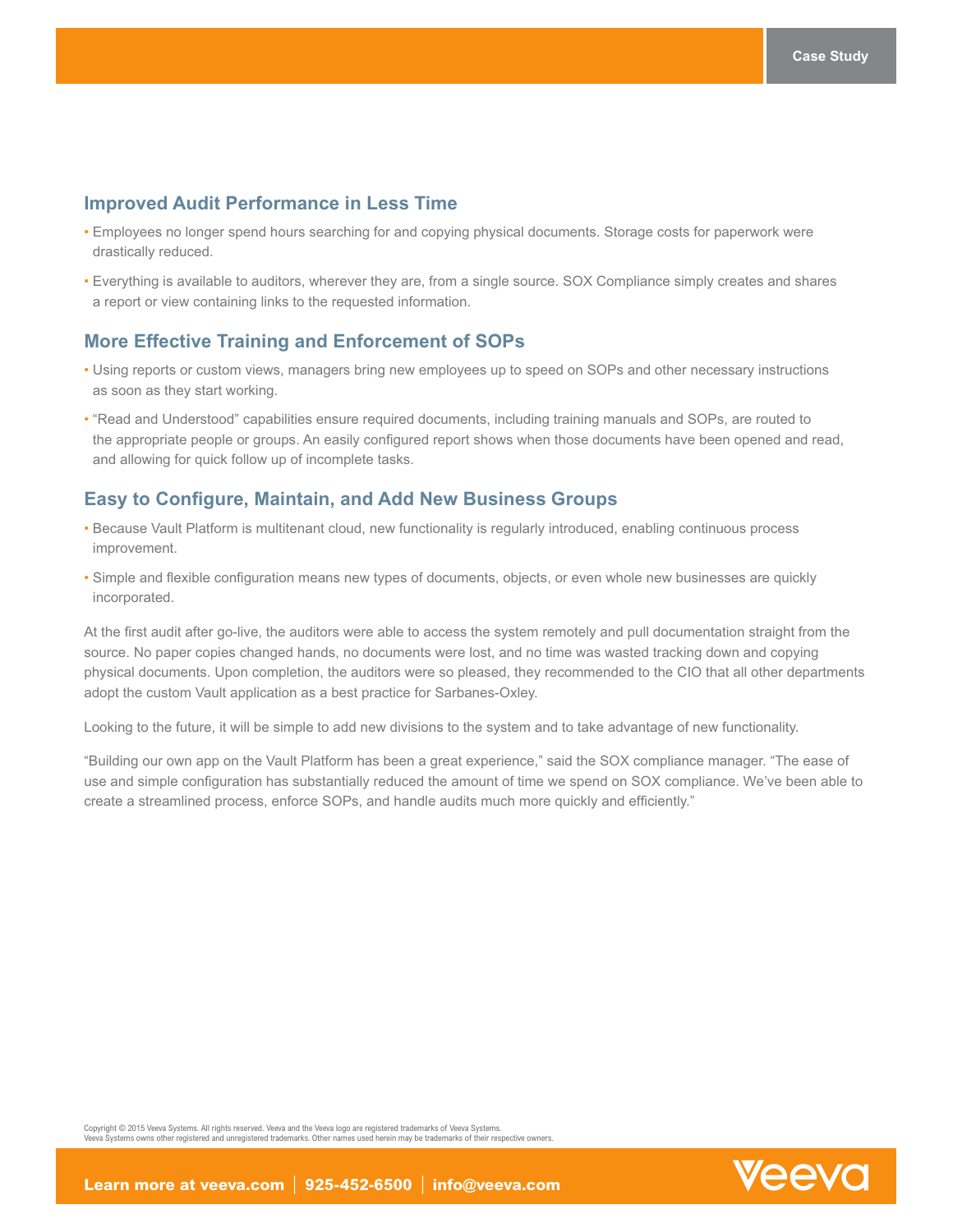## Improved Audit Performance in Less Time

- Employees no longer spend hours searching for and copying physical documents. Storage costs for paperwork were drastically reduced.
- Everything is available to auditors, wherever they are, from a single source. SOX Compliance simply creates and shares a report or view containing links to the requested information.

## More Effective Training and Enforcement of SOPs

- Using reports or custom views, managers bring new employees up to speed on SOPs and other necessary instructions as soon as they start working.
- "Read and Understood" capabilities ensure required documents, including training manuals and SOPs, are routed to the appropriate people or groups. An easily configured report shows when those documents have been opened and read, and allowing for quick follow up of incomplete tasks.

## Easy to Configure, Maintain, and Add New Business Groups

- Because Vault Platform is multitenant cloud, new functionality is regularly introduced, enabling continuous process improvement.
- Simple and flexible configuration means new types of documents, objects, or even whole new businesses are quickly incorporated.

At the first audit after go-live, the auditors were able to access the system remotely and pull documentation straight from the source. No paper copies changed hands, no documents were lost, and no time was wasted tracking down and copying physical documents. Upon completion, the auditors were so pleased, they recommended to the CIO that all other departments adopt the custom Vault application as a best practice for Sarbanes-Oxley.

Looking to the future, it will be simple to add new divisions to the system and to take advantage of new functionality.

"Building our own app on the Vault Platform has been a great experience," said the SOX compliance manager. "The ease of use and simple configuration has substantially reduced the amount of time we spend on SOX compliance. We've been able to create a streamlined process, enforce SOPs, and handle audits much more quickly and efficiently."

Copyright © 2015 Veeva Systems. All rights reserved. Veeva and the Veeva logo are registered trademarks of Veeva Systems. Veeva Systems owns other registered and unregistered trademarks. Other names used herein may be trademarks of their respective owners.

**Learn more at veeva.com | 925-452-6500 | info@veeva.com**